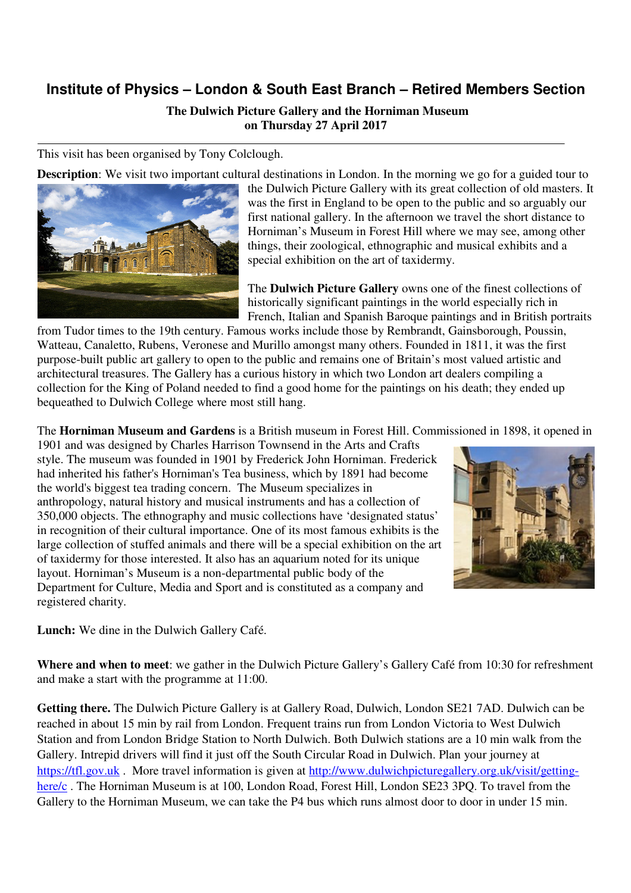# Institute of Physics – London & South East Branch – Retired Members Section

**The Dulwich Picture Gallery and the Horniman Museum**
**on Thursday 27 April 2017**

---

This visit has been organised by Tony Colclough.

**Description**: We visit two important cultural destinations in London. In the morning we go for a guided tour to the Dulwich Picture Gallery with its great collection of old masters. It was the first in England to be open to the public and so arguably our first national gallery. In the afternoon we travel the short distance to Horniman's Museum in Forest Hill where we may see, among other things, their zoological, ethnographic and musical exhibits and a special exhibition on the art of taxidermy.

The **Dulwich Picture Gallery** owns one of the finest collections of historically significant paintings in the world especially rich in French, Italian and Spanish Baroque paintings and in British portraits from Tudor times to the 19th century. Famous works include those by Rembrandt, Gainsborough, Poussin, Watteau, Canaletto, Rubens, Veronese and Murillo amongst many others. Founded in 1811, it was the first purpose-built public art gallery to open to the public and remains one of Britain's most valued artistic and architectural treasures. The Gallery has a curious history in which two London art dealers compiling a collection for the King of Poland needed to find a good home for the paintings on his death; they ended up bequeathed to Dulwich College where most still hang.

The **Horniman Museum and Gardens** is a British museum in Forest Hill. Commissioned in 1898, it opened in 1901 and was designed by Charles Harrison Townsend in the Arts and Crafts style. The museum was founded in 1901 by Frederick John Horniman. Frederick had inherited his father's Horniman's Tea business, which by 1891 had become the world's biggest tea trading concern. The Museum specializes in anthropology, natural history and musical instruments and has a collection of 350,000 objects. The ethnography and music collections have 'designated status' in recognition of their cultural importance. One of its most famous exhibits is the large collection of stuffed animals and there will be a special exhibition on the art of taxidermy for those interested. It also has an aquarium noted for its unique layout. Horniman's Museum is a non-departmental public body of the Department for Culture, Media and Sport and is constituted as a company and registered charity.

**Lunch:** We dine in the Dulwich Gallery Café.

**Where and when to meet**: we gather in the Dulwich Picture Gallery's Gallery Café from 10:30 for refreshment and make a start with the programme at 11:00.

**Getting there.** The Dulwich Picture Gallery is at Gallery Road, Dulwich, London SE21 7AD. Dulwich can be reached in about 15 min by rail from London. Frequent trains run from London Victoria to West Dulwich Station and from London Bridge Station to North Dulwich. Both Dulwich stations are a 10 min walk from the Gallery. Intrepid drivers will find it just off the South Circular Road in Dulwich. Plan your journey at https://tfl.gov.uk . More travel information is given at http://www.dulwichpicturegallery.org.uk/visit/getting-here/c . The Horniman Museum is at 100, London Road, Forest Hill, London SE23 3PQ. To travel from the Gallery to the Horniman Museum, we can take the P4 bus which runs almost door to door in under 15 min.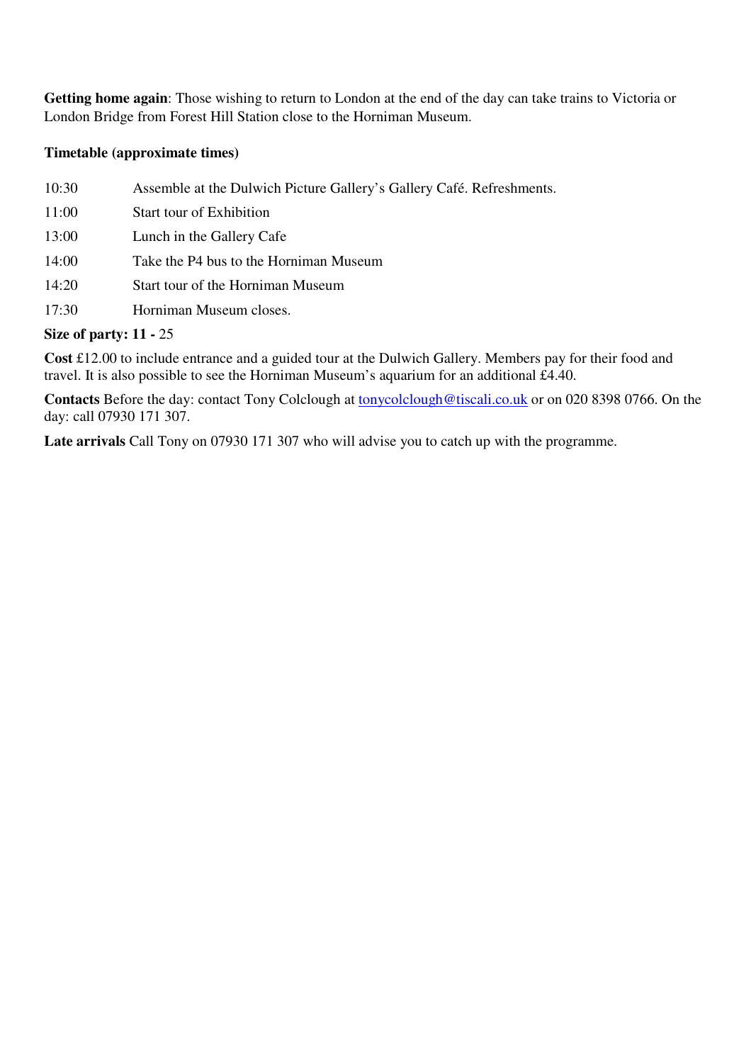**Getting home again**: Those wishing to return to London at the end of the day can take trains to Victoria or London Bridge from Forest Hill Station close to the Horniman Museum.

**Timetable (approximate times)**

| | |
|---|---|
| 10:30 | Assemble at the Dulwich Picture Gallery's Gallery Café. Refreshments. |
| 11:00 | Start tour of Exhibition |
| 13:00 | Lunch in the Gallery Cafe |
| 14:00 | Take the P4 bus to the Horniman Museum |
| 14:20 | Start tour of the Horniman Museum |
| 17:30 | Horniman Museum closes. |

**Size of party: 11 -** 25

**Cost** £12.00 to include entrance and a guided tour at the Dulwich Gallery. Members pay for their food and travel. It is also possible to see the Horniman Museum's aquarium for an additional £4.40.

**Contacts** Before the day: contact Tony Colclough at tonycolclough@tiscali.co.uk or on 020 8398 0766. On the day: call 07930 171 307.

**Late arrivals** Call Tony on 07930 171 307 who will advise you to catch up with the programme.